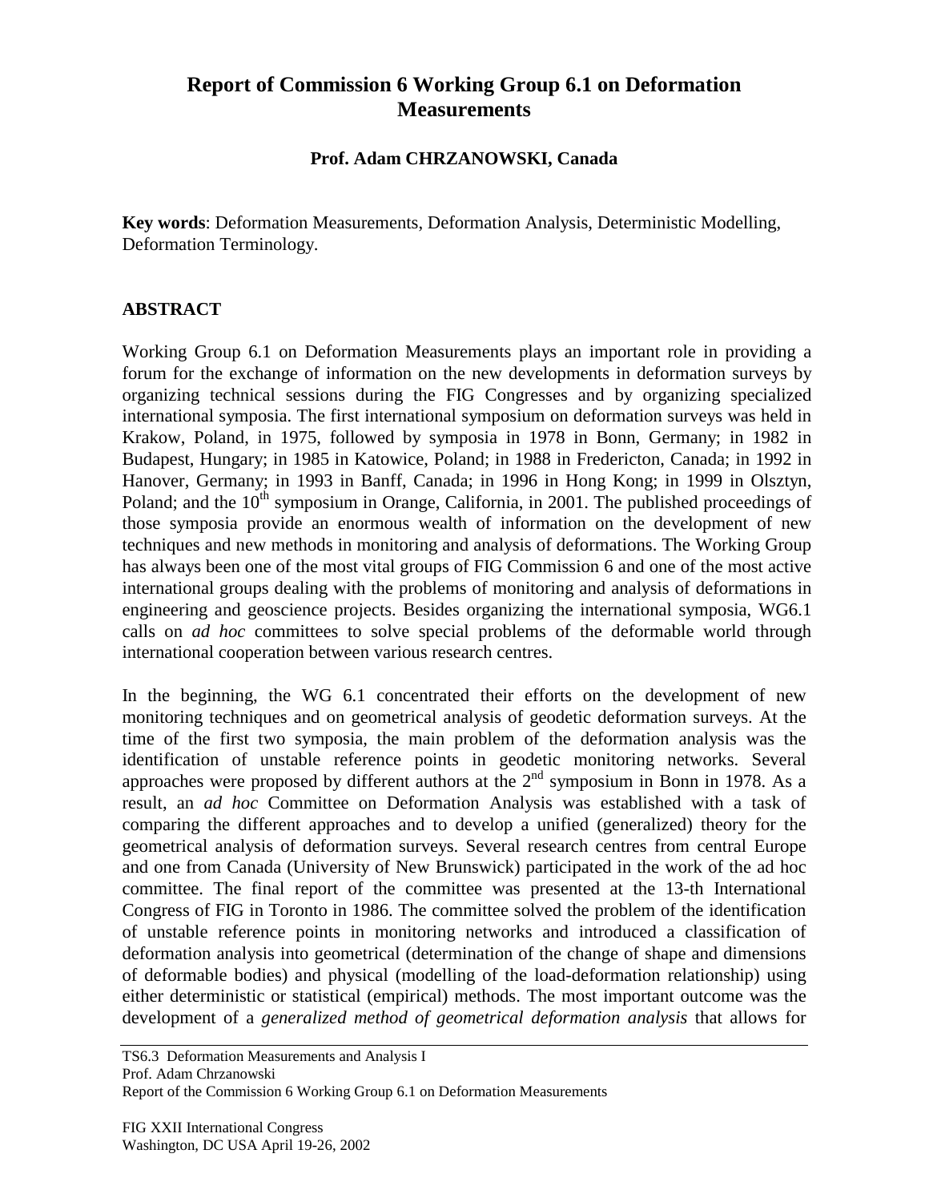# Report of Commission 6 Working Group 6.1 on Deformation Measurements

**Prof. Adam CHRZANOWSKI, Canada**

**Key words**: Deformation Measurements, Deformation Analysis, Deterministic Modelling, Deformation Terminology.

## ABSTRACT

Working Group 6.1 on Deformation Measurements plays an important role in providing a forum for the exchange of information on the new developments in deformation surveys by organizing technical sessions during the FIG Congresses and by organizing specialized international symposia. The first international symposium on deformation surveys was held in Krakow, Poland, in 1975, followed by symposia in 1978 in Bonn, Germany; in 1982 in Budapest, Hungary; in 1985 in Katowice, Poland; in 1988 in Fredericton, Canada; in 1992 in Hanover, Germany; in 1993 in Banff, Canada; in 1996 in Hong Kong; in 1999 in Olsztyn, Poland; and the 10th symposium in Orange, California, in 2001. The published proceedings of those symposia provide an enormous wealth of information on the development of new techniques and new methods in monitoring and analysis of deformations. The Working Group has always been one of the most vital groups of FIG Commission 6 and one of the most active international groups dealing with the problems of monitoring and analysis of deformations in engineering and geoscience projects. Besides organizing the international symposia, WG6.1 calls on *ad hoc* committees to solve special problems of the deformable world through international cooperation between various research centres.

In the beginning, the WG 6.1 concentrated their efforts on the development of new monitoring techniques and on geometrical analysis of geodetic deformation surveys. At the time of the first two symposia, the main problem of the deformation analysis was the identification of unstable reference points in geodetic monitoring networks. Several approaches were proposed by different authors at the 2nd symposium in Bonn in 1978. As a result, an *ad hoc* Committee on Deformation Analysis was established with a task of comparing the different approaches and to develop a unified (generalized) theory for the geometrical analysis of deformation surveys. Several research centres from central Europe and one from Canada (University of New Brunswick) participated in the work of the ad hoc committee. The final report of the committee was presented at the 13-th International Congress of FIG in Toronto in 1986. The committee solved the problem of the identification of unstable reference points in monitoring networks and introduced a classification of deformation analysis into geometrical (determination of the change of shape and dimensions of deformable bodies) and physical (modelling of the load-deformation relationship) using either deterministic or statistical (empirical) methods. The most important outcome was the development of a *generalized method of geometrical deformation analysis* that allows for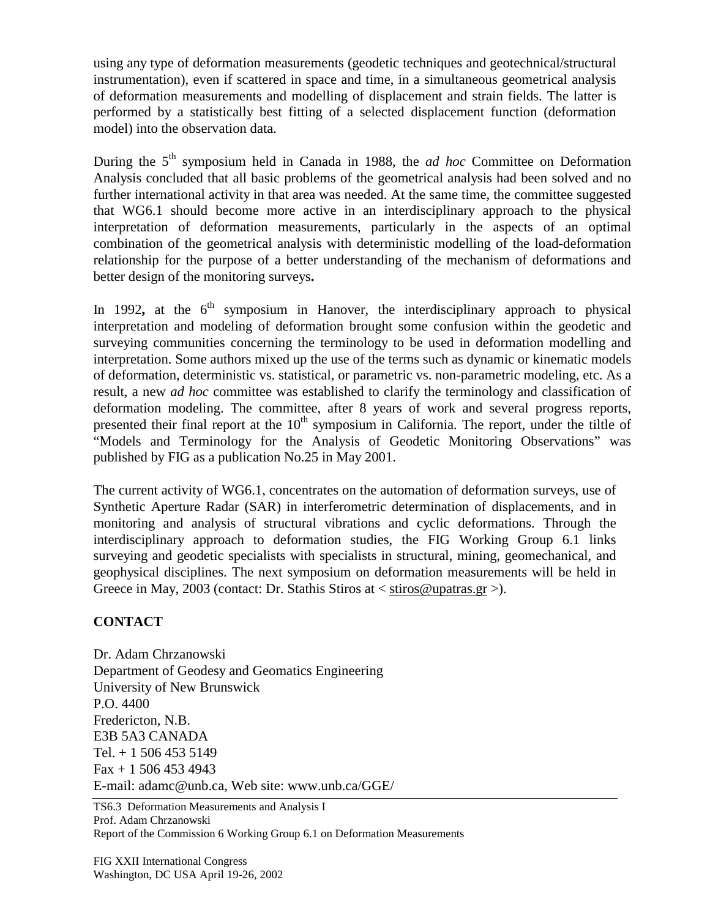using any type of deformation measurements (geodetic techniques and geotechnical/structural instrumentation), even if scattered in space and time, in a simultaneous geometrical analysis of deformation measurements and modelling of displacement and strain fields. The latter is performed by a statistically best fitting of a selected displacement function (deformation model) into the observation data.

During the 5th symposium held in Canada in 1988, the *ad hoc* Committee on Deformation Analysis concluded that all basic problems of the geometrical analysis had been solved and no further international activity in that area was needed. At the same time, the committee suggested that WG6.1 should become more active in an interdisciplinary approach to the physical interpretation of deformation measurements, particularly in the aspects of an optimal combination of the geometrical analysis with deterministic modelling of the load-deformation relationship for the purpose of a better understanding of the mechanism of deformations and better design of the monitoring surveys**.**

In 1992**,** at the 6th symposium in Hanover, the interdisciplinary approach to physical interpretation and modeling of deformation brought some confusion within the geodetic and surveying communities concerning the terminology to be used in deformation modelling and interpretation. Some authors mixed up the use of the terms such as dynamic or kinematic models of deformation, deterministic vs. statistical, or parametric vs. non-parametric modeling, etc. As a result, a new *ad hoc* committee was established to clarify the terminology and classification of deformation modeling. The committee, after 8 years of work and several progress reports, presented their final report at the 10th symposium in California. The report, under the tiltle of "Models and Terminology for the Analysis of Geodetic Monitoring Observations" was published by FIG as a publication No.25 in May 2001.

The current activity of WG6.1, concentrates on the automation of deformation surveys, use of Synthetic Aperture Radar (SAR) in interferometric determination of displacements, and in monitoring and analysis of structural vibrations and cyclic deformations. Through the interdisciplinary approach to deformation studies, the FIG Working Group 6.1 links surveying and geodetic specialists with specialists in structural, mining, geomechanical, and geophysical disciplines. The next symposium on deformation measurements will be held in Greece in May, 2003 (contact: Dr. Stathis Stiros at < stiros@upatras.gr >).

## CONTACT

Dr. Adam Chrzanowski
Department of Geodesy and Geomatics Engineering
University of New Brunswick
P.O. 4400
Fredericton, N.B.
E3B 5A3 CANADA
Tel. + 1 506 453 5149
Fax + 1 506 453 4943
E-mail: adamc@unb.ca, Web site: www.unb.ca/GGE/